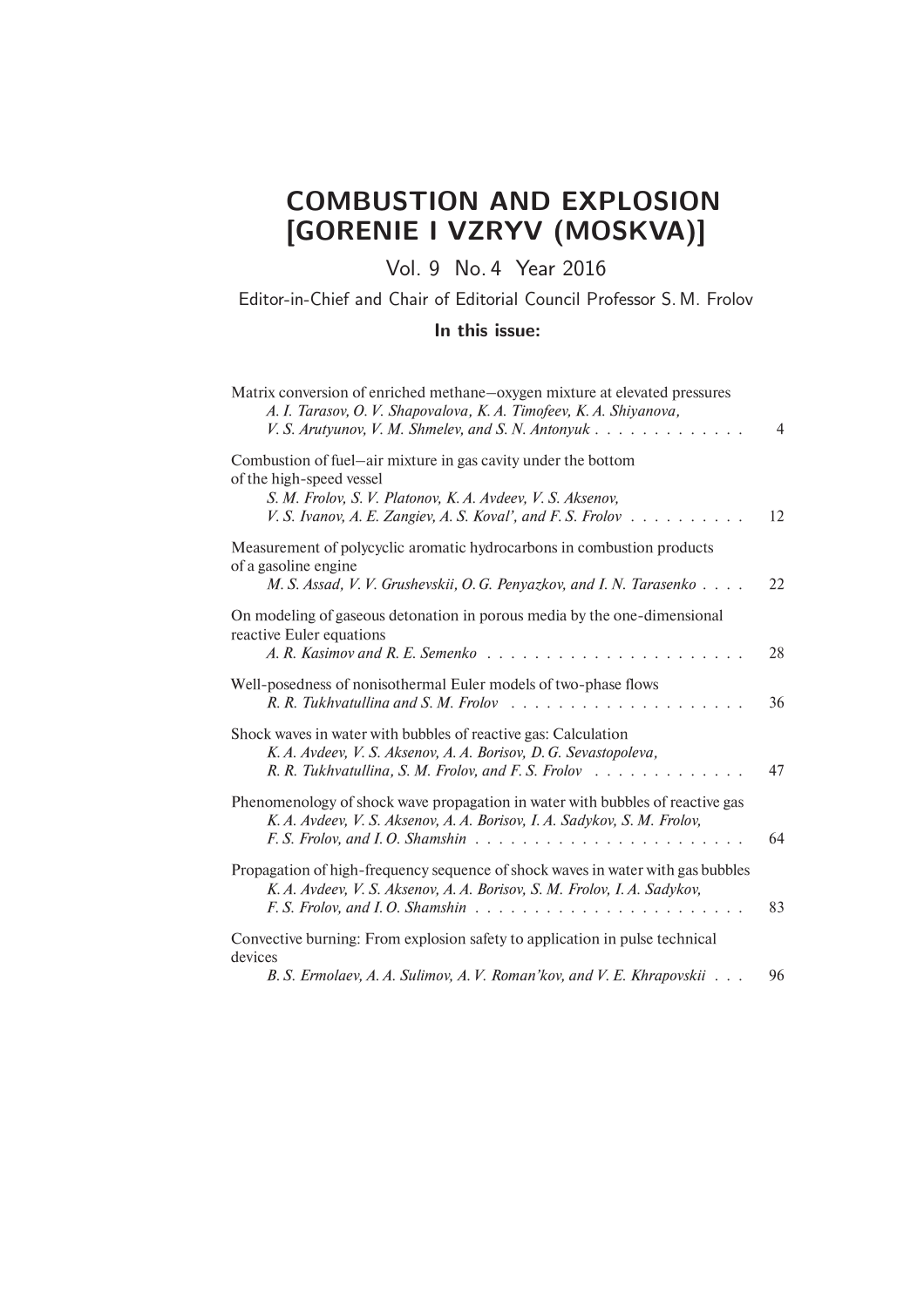# COMBUSTION AND EXPLOSION [GORENIE I VZRYV (MOSKVA)]

Vol. 9 No. 4 Year 2016

Editor-in-Chief and Chair of Editorial Council Professor S. M. Frolov

**In this issue:**

Matrix conversion of enriched methane–oxygen mixture at elevated pressures
*A. I. Tarasov, O. V. Shapovalova, K. A. Timofeev, K. A. Shiyanova, V. S. Arutyunov, V. M. Shmelev, and S. N. Antonyuk* . . . . . . . . . . . . . 4

Combustion of fuel–air mixture in gas cavity under the bottom of the high-speed vessel
*S. M. Frolov, S. V. Platonov, K. A. Avdeev, V. S. Aksenov, V. S. Ivanov, A. E. Zangiev, A. S. Koval', and F. S. Frolov* . . . . . . . . . . 12

Measurement of polycyclic aromatic hydrocarbons in combustion products of a gasoline engine
*M. S. Assad, V. V. Grushevskii, O. G. Penyazkov, and I. N. Tarasenko* . . . . 22

On modeling of gaseous detonation in porous media by the one-dimensional reactive Euler equations
*A. R. Kasimov and R. E. Semenko* . . . . . . . . . . . . . . . . . . . . . . 28

Well-posedness of nonisothermal Euler models of two-phase flows
*R. R. Tukhvatullina and S. M. Frolov* . . . . . . . . . . . . . . . . . . . . 36

Shock waves in water with bubbles of reactive gas: Calculation
*K. A. Avdeev, V. S. Aksenov, A. A. Borisov, D. G. Sevastopoleva, R. R. Tukhvatullina, S. M. Frolov, and F. S. Frolov* . . . . . . . . . . . . . 47

Phenomenology of shock wave propagation in water with bubbles of reactive gas
*K. A. Avdeev, V. S. Aksenov, A. A. Borisov, I. A. Sadykov, S. M. Frolov, F. S. Frolov, and I. O. Shamshin* . . . . . . . . . . . . . . . . . . . . . . . 64

Propagation of high-frequency sequence of shock waves in water with gas bubbles
*K. A. Avdeev, V. S. Aksenov, A. A. Borisov, S. M. Frolov, I. A. Sadykov, F. S. Frolov, and I. O. Shamshin* . . . . . . . . . . . . . . . . . . . . . . . 83

Convective burning: From explosion safety to application in pulse technical devices
*B. S. Ermolaev, A. A. Sulimov, A. V. Roman'kov, and V. E. Khrapovskii* . . . 96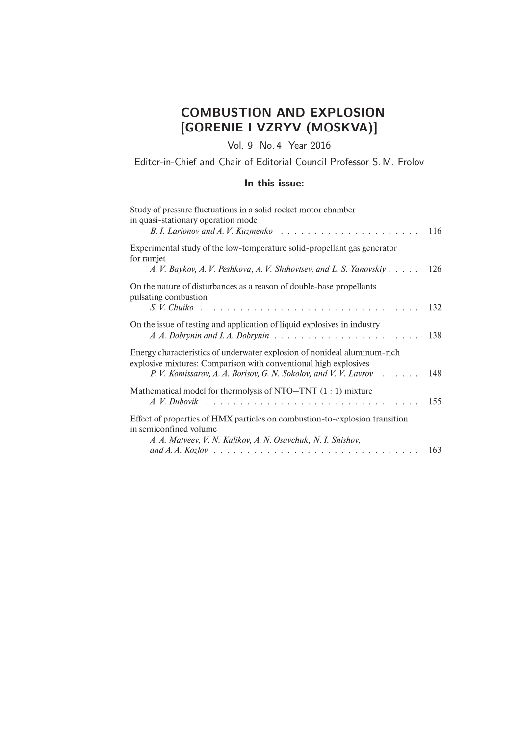# COMBUSTION AND EXPLOSION [GORENIE I VZRYV (MOSKVA)]

Vol. 9 No. 4 Year 2016

Editor-in-Chief and Chair of Editorial Council Professor S. M. Frolov

## In this issue:

Study of pressure fluctuations in a solid rocket motor chamber in quasi-stationary operation mode
*B. I. Larionov and A. V. Kuzmenko* . . . . . . . . . . . . . . . . . . . . . . 116

Experimental study of the low-temperature solid-propellant gas generator for ramjet
*A. V. Baykov, A. V. Peshkova, A. V. Shihovtsev, and L. S. Yanovskiy* . . . . . 126

On the nature of disturbances as a reason of double-base propellants pulsating combustion
*S. V. Chuiko* . . . . . . . . . . . . . . . . . . . . . . . . . . . . . . . . . . 132

On the issue of testing and application of liquid explosives in industry
*A. A. Dobrynin and I. A. Dobrynin* . . . . . . . . . . . . . . . . . . . . . . . 138

Energy characteristics of underwater explosion of nonideal aluminum-rich explosive mixtures: Comparison with conventional high explosives
*P. V. Komissarov, A. A. Borisov, G. N. Sokolov, and V. V. Lavrov* . . . . . . 148

Mathematical model for thermolysis of NTO–TNT (1 : 1) mixture
*A. V. Dubovik* . . . . . . . . . . . . . . . . . . . . . . . . . . . . . . . . . 155

Effect of properties of HMX particles on combustion-to-explosion transition in semiconfined volume
*A. A. Matveev, V. N. Kulikov, A. N. Osavchuk, N. I. Shishov, and A. A. Kozlov* . . . . . . . . . . . . . . . . . . . . . . . . . . . . . . . . 163